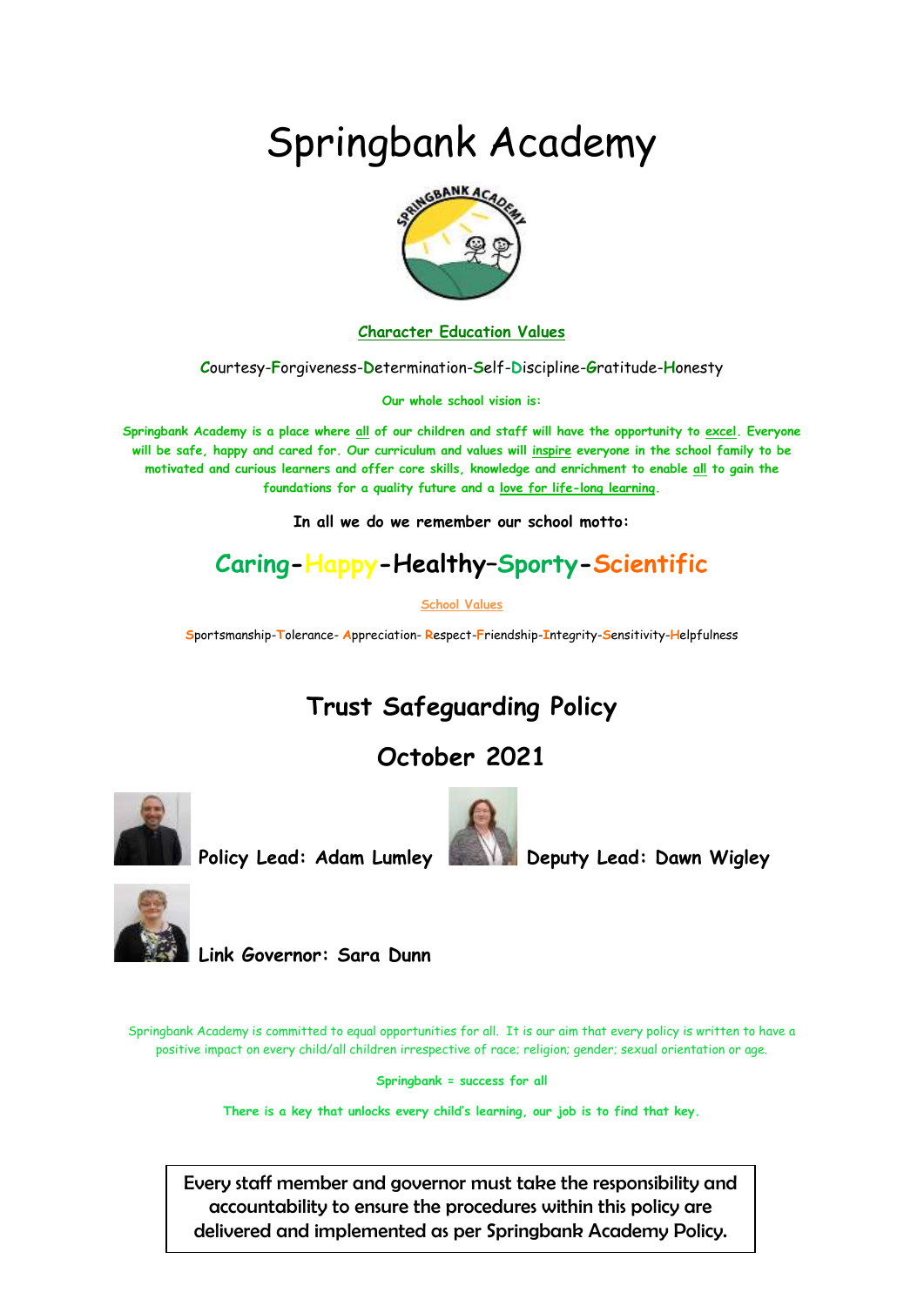# Springbank Academy

**Character Education Values**

Courtesy-Forgiveness-Determination-Self-Discipline-Gratitude-Honesty

**Our whole school vision is:**

**Springbank Academy is a place where all of our children and staff will have the opportunity to excel. Everyone will be safe, happy and cared for. Our curriculum and values will inspire everyone in the school family to be motivated and curious learners and offer core skills, knowledge and enrichment to enable all to gain the foundations for a quality future and a love for life-long learning.**

**In all we do we remember our school motto:**

## Caring-Happy-Healthy–Sporty-Scientific

**School Values**

Sportsmanship-Tolerance- Appreciation- Respect-Friendship-Integrity-Sensitivity-Helpfulness

## Trust Safeguarding Policy

## October 2021

**Policy Lead: Adam Lumley** **Deputy Lead: Dawn Wigley**

**Link Governor: Sara Dunn**

Springbank Academy is committed to equal opportunities for all. It is our aim that every policy is written to have a positive impact on every child/all children irrespective of race; religion; gender; sexual orientation or age.

**Springbank = success for all**

**There is a key that unlocks every child's learning, our job is to find that key.**

Every staff member and governor must take the responsibility and accountability to ensure the procedures within this policy are delivered and implemented as per Springbank Academy Policy.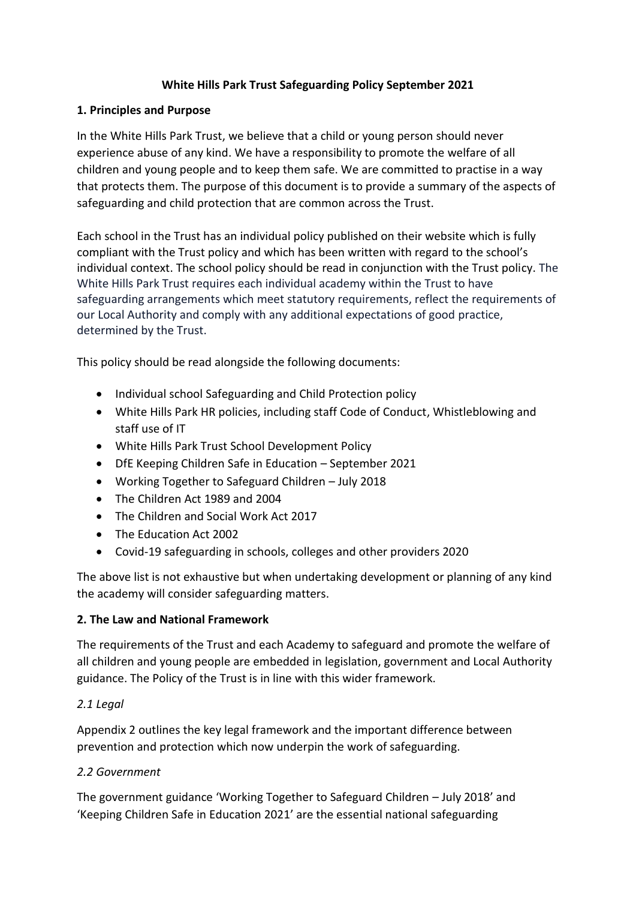**White Hills Park Trust Safeguarding Policy September 2021**

**1. Principles and Purpose**

In the White Hills Park Trust, we believe that a child or young person should never experience abuse of any kind. We have a responsibility to promote the welfare of all children and young people and to keep them safe. We are committed to practise in a way that protects them. The purpose of this document is to provide a summary of the aspects of safeguarding and child protection that are common across the Trust.

Each school in the Trust has an individual policy published on their website which is fully compliant with the Trust policy and which has been written with regard to the school's individual context. The school policy should be read in conjunction with the Trust policy. The White Hills Park Trust requires each individual academy within the Trust to have safeguarding arrangements which meet statutory requirements, reflect the requirements of our Local Authority and comply with any additional expectations of good practice, determined by the Trust.

This policy should be read alongside the following documents:

- Individual school Safeguarding and Child Protection policy
- White Hills Park HR policies, including staff Code of Conduct, Whistleblowing and staff use of IT
- White Hills Park Trust School Development Policy
- DfE Keeping Children Safe in Education – September 2021
- Working Together to Safeguard Children – July 2018
- The Children Act 1989 and 2004
- The Children and Social Work Act 2017
- The Education Act 2002
- Covid-19 safeguarding in schools, colleges and other providers 2020

The above list is not exhaustive but when undertaking development or planning of any kind the academy will consider safeguarding matters.

**2. The Law and National Framework**

The requirements of the Trust and each Academy to safeguard and promote the welfare of all children and young people are embedded in legislation, government and Local Authority guidance. The Policy of the Trust is in line with this wider framework.

*2.1 Legal*

Appendix 2 outlines the key legal framework and the important difference between prevention and protection which now underpin the work of safeguarding.

*2.2 Government*

The government guidance 'Working Together to Safeguard Children – July 2018' and 'Keeping Children Safe in Education 2021' are the essential national safeguarding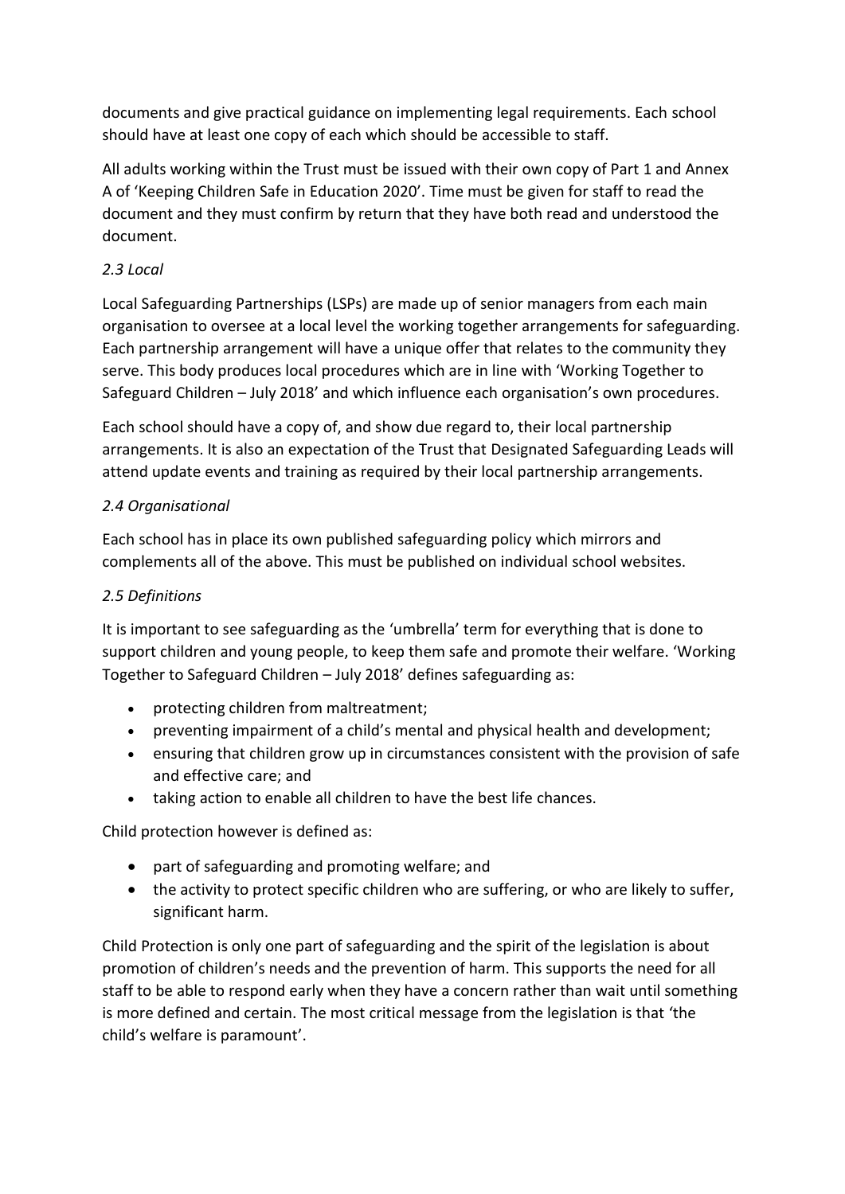documents and give practical guidance on implementing legal requirements. Each school should have at least one copy of each which should be accessible to staff.

All adults working within the Trust must be issued with their own copy of Part 1 and Annex A of 'Keeping Children Safe in Education 2020'. Time must be given for staff to read the document and they must confirm by return that they have both read and understood the document.

### *2.3 Local*

Local Safeguarding Partnerships (LSPs) are made up of senior managers from each main organisation to oversee at a local level the working together arrangements for safeguarding. Each partnership arrangement will have a unique offer that relates to the community they serve. This body produces local procedures which are in line with 'Working Together to Safeguard Children – July 2018' and which influence each organisation's own procedures.

Each school should have a copy of, and show due regard to, their local partnership arrangements. It is also an expectation of the Trust that Designated Safeguarding Leads will attend update events and training as required by their local partnership arrangements.

### *2.4 Organisational*

Each school has in place its own published safeguarding policy which mirrors and complements all of the above. This must be published on individual school websites.

### *2.5 Definitions*

It is important to see safeguarding as the 'umbrella' term for everything that is done to support children and young people, to keep them safe and promote their welfare. 'Working Together to Safeguard Children – July 2018' defines safeguarding as:

- protecting children from maltreatment;
- preventing impairment of a child's mental and physical health and development;
- ensuring that children grow up in circumstances consistent with the provision of safe and effective care; and
- taking action to enable all children to have the best life chances.

Child protection however is defined as:

- part of safeguarding and promoting welfare; and
- the activity to protect specific children who are suffering, or who are likely to suffer, significant harm.

Child Protection is only one part of safeguarding and the spirit of the legislation is about promotion of children's needs and the prevention of harm. This supports the need for all staff to be able to respond early when they have a concern rather than wait until something is more defined and certain. The most critical message from the legislation is that 'the child's welfare is paramount'.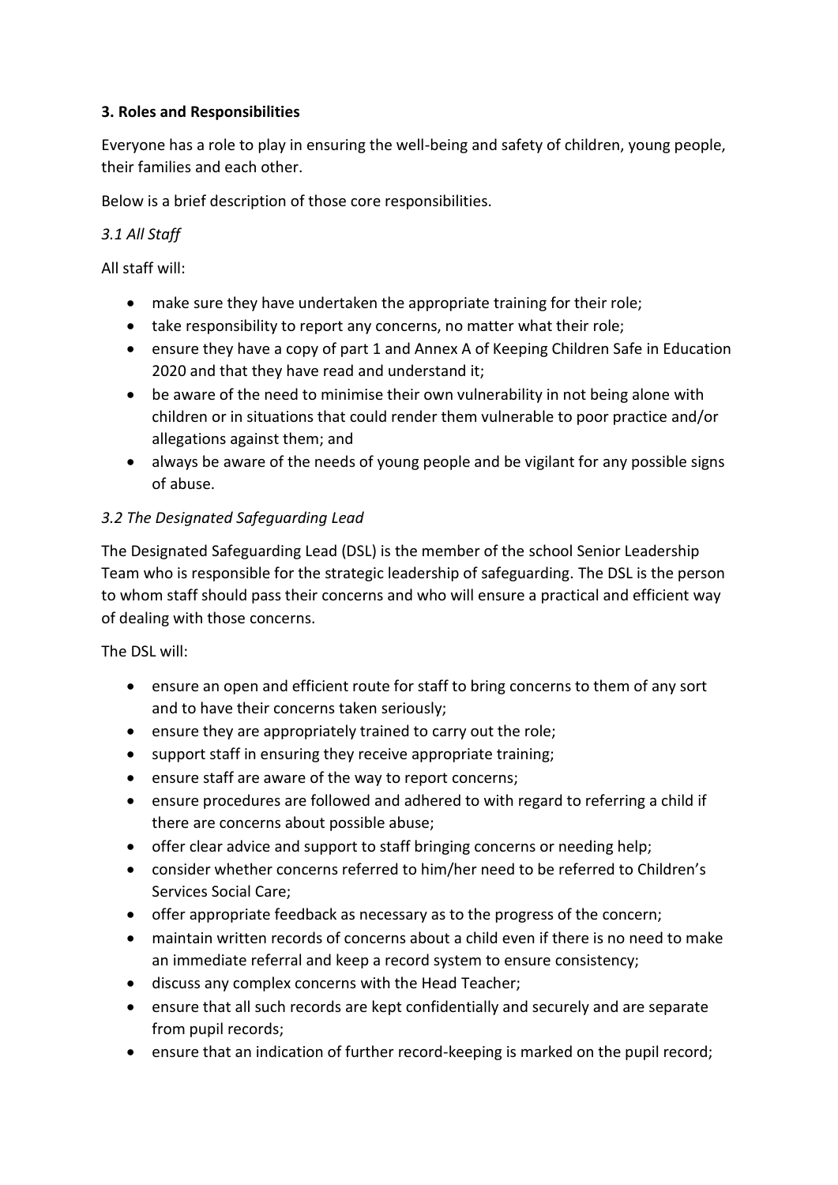**3. Roles and Responsibilities**

Everyone has a role to play in ensuring the well-being and safety of children, young people, their families and each other.

Below is a brief description of those core responsibilities.

*3.1 All Staff*

All staff will:

- make sure they have undertaken the appropriate training for their role;
- take responsibility to report any concerns, no matter what their role;
- ensure they have a copy of part 1 and Annex A of Keeping Children Safe in Education 2020 and that they have read and understand it;
- be aware of the need to minimise their own vulnerability in not being alone with children or in situations that could render them vulnerable to poor practice and/or allegations against them; and
- always be aware of the needs of young people and be vigilant for any possible signs of abuse.

*3.2 The Designated Safeguarding Lead*

The Designated Safeguarding Lead (DSL) is the member of the school Senior Leadership Team who is responsible for the strategic leadership of safeguarding. The DSL is the person to whom staff should pass their concerns and who will ensure a practical and efficient way of dealing with those concerns.

The DSL will:

- ensure an open and efficient route for staff to bring concerns to them of any sort and to have their concerns taken seriously;
- ensure they are appropriately trained to carry out the role;
- support staff in ensuring they receive appropriate training;
- ensure staff are aware of the way to report concerns;
- ensure procedures are followed and adhered to with regard to referring a child if there are concerns about possible abuse;
- offer clear advice and support to staff bringing concerns or needing help;
- consider whether concerns referred to him/her need to be referred to Children's Services Social Care;
- offer appropriate feedback as necessary as to the progress of the concern;
- maintain written records of concerns about a child even if there is no need to make an immediate referral and keep a record system to ensure consistency;
- discuss any complex concerns with the Head Teacher;
- ensure that all such records are kept confidentially and securely and are separate from pupil records;
- ensure that an indication of further record-keeping is marked on the pupil record;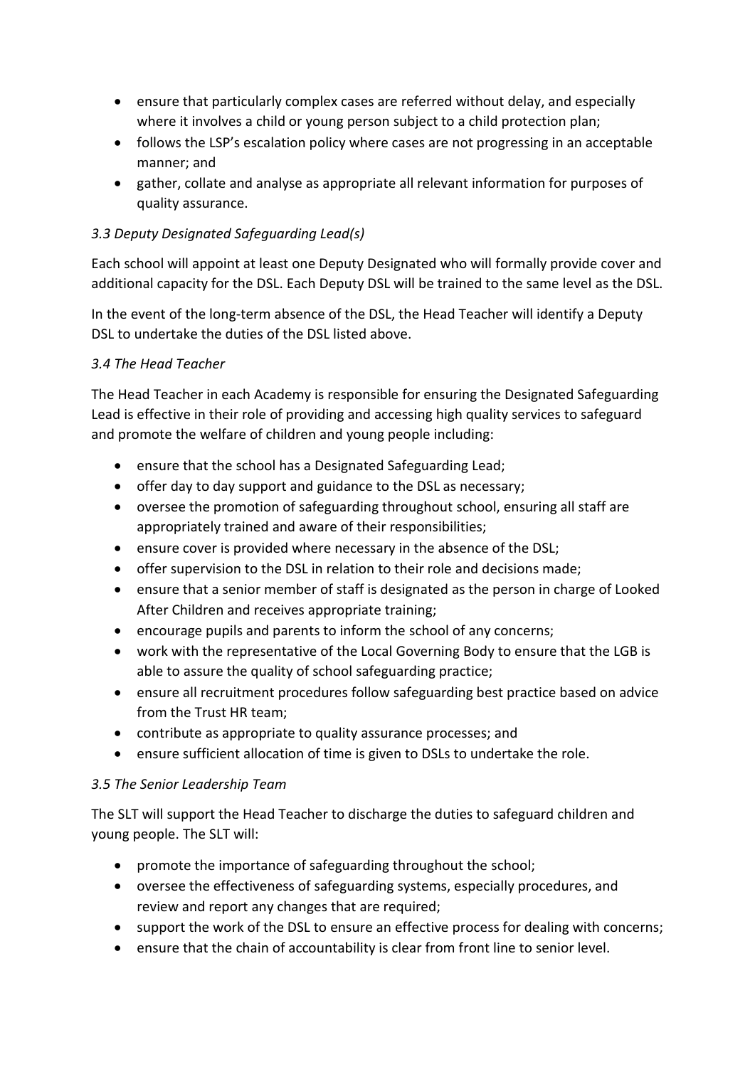- ensure that particularly complex cases are referred without delay, and especially where it involves a child or young person subject to a child protection plan;
- follows the LSP's escalation policy where cases are not progressing in an acceptable manner; and
- gather, collate and analyse as appropriate all relevant information for purposes of quality assurance.

### *3.3 Deputy Designated Safeguarding Lead(s)*

Each school will appoint at least one Deputy Designated who will formally provide cover and additional capacity for the DSL. Each Deputy DSL will be trained to the same level as the DSL.

In the event of the long-term absence of the DSL, the Head Teacher will identify a Deputy DSL to undertake the duties of the DSL listed above.

### *3.4 The Head Teacher*

The Head Teacher in each Academy is responsible for ensuring the Designated Safeguarding Lead is effective in their role of providing and accessing high quality services to safeguard and promote the welfare of children and young people including:

- ensure that the school has a Designated Safeguarding Lead;
- offer day to day support and guidance to the DSL as necessary;
- oversee the promotion of safeguarding throughout school, ensuring all staff are appropriately trained and aware of their responsibilities;
- ensure cover is provided where necessary in the absence of the DSL;
- offer supervision to the DSL in relation to their role and decisions made;
- ensure that a senior member of staff is designated as the person in charge of Looked After Children and receives appropriate training;
- encourage pupils and parents to inform the school of any concerns;
- work with the representative of the Local Governing Body to ensure that the LGB is able to assure the quality of school safeguarding practice;
- ensure all recruitment procedures follow safeguarding best practice based on advice from the Trust HR team;
- contribute as appropriate to quality assurance processes; and
- ensure sufficient allocation of time is given to DSLs to undertake the role.

### *3.5 The Senior Leadership Team*

The SLT will support the Head Teacher to discharge the duties to safeguard children and young people. The SLT will:

- promote the importance of safeguarding throughout the school;
- oversee the effectiveness of safeguarding systems, especially procedures, and review and report any changes that are required;
- support the work of the DSL to ensure an effective process for dealing with concerns;
- ensure that the chain of accountability is clear from front line to senior level.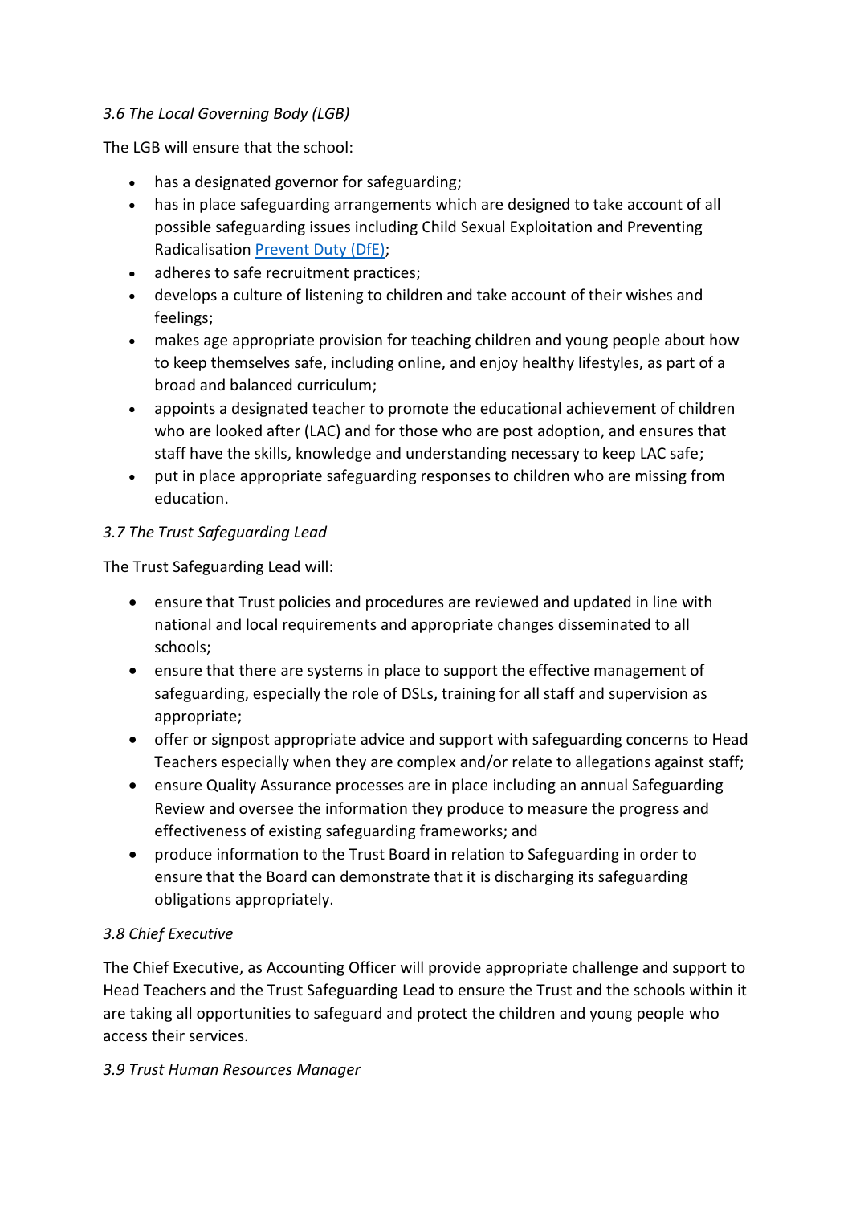*3.6 The Local Governing Body (LGB)*

The LGB will ensure that the school:

- has a designated governor for safeguarding;
- has in place safeguarding arrangements which are designed to take account of all possible safeguarding issues including Child Sexual Exploitation and Preventing Radicalisation [Prevent Duty (DfE)](#);
- adheres to safe recruitment practices;
- develops a culture of listening to children and take account of their wishes and feelings;
- makes age appropriate provision for teaching children and young people about how to keep themselves safe, including online, and enjoy healthy lifestyles, as part of a broad and balanced curriculum;
- appoints a designated teacher to promote the educational achievement of children who are looked after (LAC) and for those who are post adoption, and ensures that staff have the skills, knowledge and understanding necessary to keep LAC safe;
- put in place appropriate safeguarding responses to children who are missing from education.

*3.7 The Trust Safeguarding Lead*

The Trust Safeguarding Lead will:

- ensure that Trust policies and procedures are reviewed and updated in line with national and local requirements and appropriate changes disseminated to all schools;
- ensure that there are systems in place to support the effective management of safeguarding, especially the role of DSLs, training for all staff and supervision as appropriate;
- offer or signpost appropriate advice and support with safeguarding concerns to Head Teachers especially when they are complex and/or relate to allegations against staff;
- ensure Quality Assurance processes are in place including an annual Safeguarding Review and oversee the information they produce to measure the progress and effectiveness of existing safeguarding frameworks; and
- produce information to the Trust Board in relation to Safeguarding in order to ensure that the Board can demonstrate that it is discharging its safeguarding obligations appropriately.

*3.8 Chief Executive*

The Chief Executive, as Accounting Officer will provide appropriate challenge and support to Head Teachers and the Trust Safeguarding Lead to ensure the Trust and the schools within it are taking all opportunities to safeguard and protect the children and young people who access their services.

*3.9 Trust Human Resources Manager*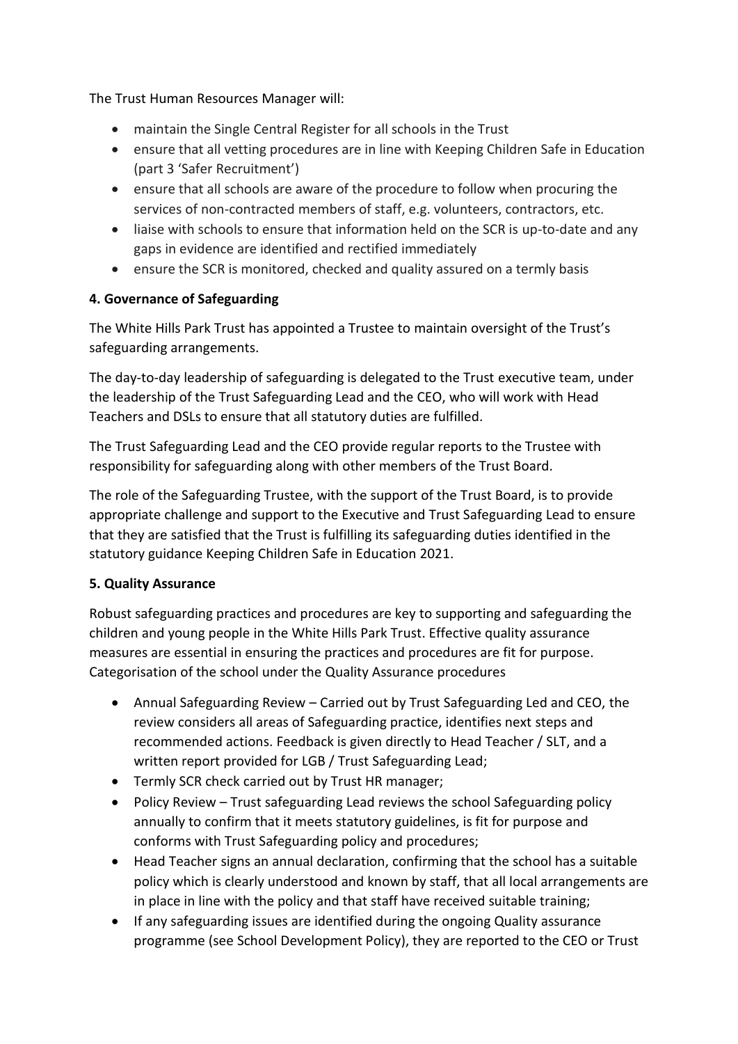The Trust Human Resources Manager will:

- maintain the Single Central Register for all schools in the Trust
- ensure that all vetting procedures are in line with Keeping Children Safe in Education (part 3 'Safer Recruitment')
- ensure that all schools are aware of the procedure to follow when procuring the services of non-contracted members of staff, e.g. volunteers, contractors, etc.
- liaise with schools to ensure that information held on the SCR is up-to-date and any gaps in evidence are identified and rectified immediately
- ensure the SCR is monitored, checked and quality assured on a termly basis

## 4. Governance of Safeguarding

The White Hills Park Trust has appointed a Trustee to maintain oversight of the Trust's safeguarding arrangements.

The day-to-day leadership of safeguarding is delegated to the Trust executive team, under the leadership of the Trust Safeguarding Lead and the CEO, who will work with Head Teachers and DSLs to ensure that all statutory duties are fulfilled.

The Trust Safeguarding Lead and the CEO provide regular reports to the Trustee with responsibility for safeguarding along with other members of the Trust Board.

The role of the Safeguarding Trustee, with the support of the Trust Board, is to provide appropriate challenge and support to the Executive and Trust Safeguarding Lead to ensure that they are satisfied that the Trust is fulfilling its safeguarding duties identified in the statutory guidance Keeping Children Safe in Education 2021.

## 5. Quality Assurance

Robust safeguarding practices and procedures are key to supporting and safeguarding the children and young people in the White Hills Park Trust. Effective quality assurance measures are essential in ensuring the practices and procedures are fit for purpose. Categorisation of the school under the Quality Assurance procedures

- Annual Safeguarding Review – Carried out by Trust Safeguarding Led and CEO, the review considers all areas of Safeguarding practice, identifies next steps and recommended actions. Feedback is given directly to Head Teacher / SLT, and a written report provided for LGB / Trust Safeguarding Lead;
- Termly SCR check carried out by Trust HR manager;
- Policy Review – Trust safeguarding Lead reviews the school Safeguarding policy annually to confirm that it meets statutory guidelines, is fit for purpose and conforms with Trust Safeguarding policy and procedures;
- Head Teacher signs an annual declaration, confirming that the school has a suitable policy which is clearly understood and known by staff, that all local arrangements are in place in line with the policy and that staff have received suitable training;
- If any safeguarding issues are identified during the ongoing Quality assurance programme (see School Development Policy), they are reported to the CEO or Trust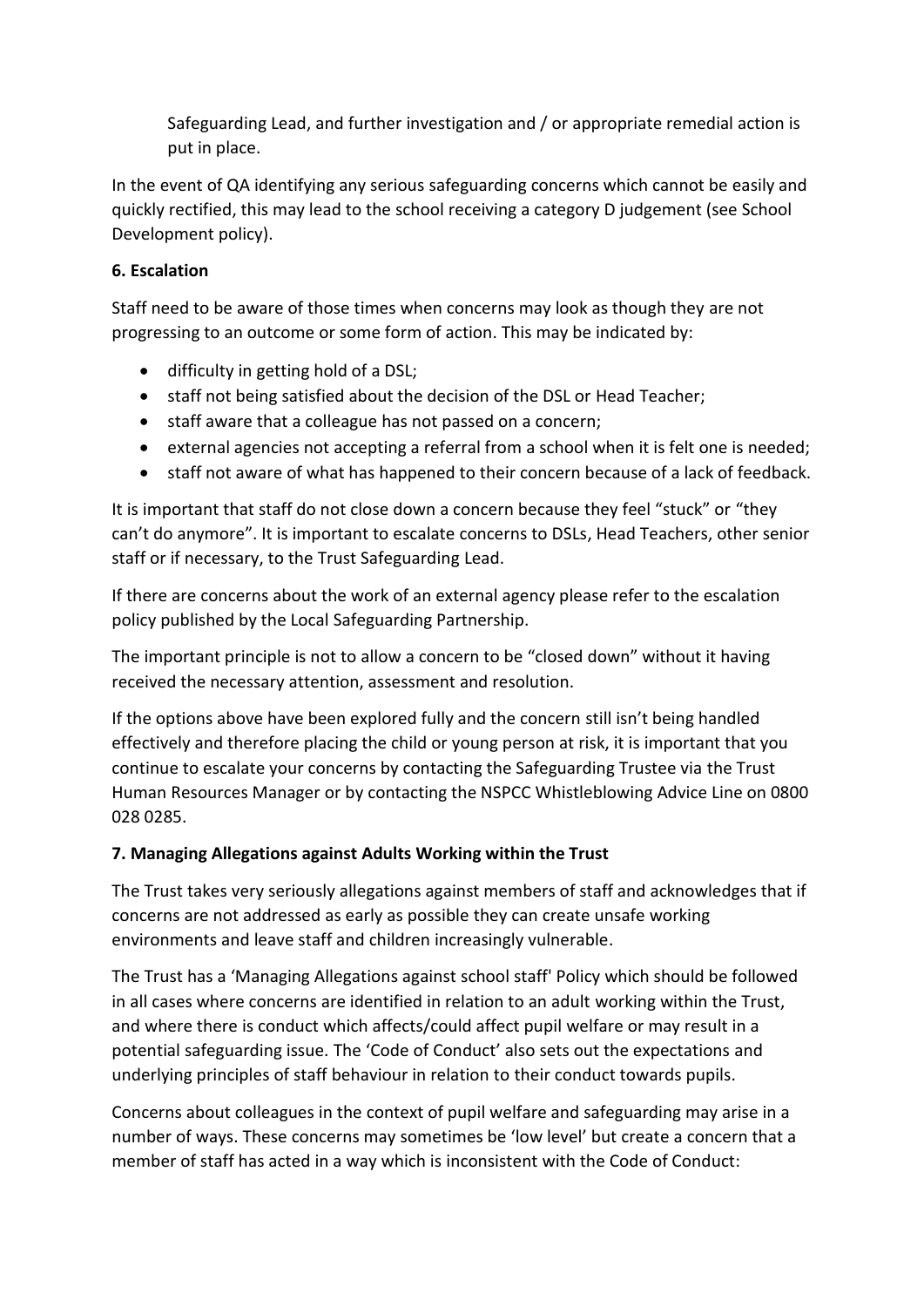Safeguarding Lead, and further investigation and / or appropriate remedial action is put in place.

In the event of QA identifying any serious safeguarding concerns which cannot be easily and quickly rectified, this may lead to the school receiving a category D judgement (see School Development policy).

**6. Escalation**

Staff need to be aware of those times when concerns may look as though they are not progressing to an outcome or some form of action. This may be indicated by:

- difficulty in getting hold of a DSL;
- staff not being satisfied about the decision of the DSL or Head Teacher;
- staff aware that a colleague has not passed on a concern;
- external agencies not accepting a referral from a school when it is felt one is needed;
- staff not aware of what has happened to their concern because of a lack of feedback.

It is important that staff do not close down a concern because they feel "stuck" or "they can't do anymore". It is important to escalate concerns to DSLs, Head Teachers, other senior staff or if necessary, to the Trust Safeguarding Lead.

If there are concerns about the work of an external agency please refer to the escalation policy published by the Local Safeguarding Partnership.

The important principle is not to allow a concern to be "closed down" without it having received the necessary attention, assessment and resolution.

If the options above have been explored fully and the concern still isn't being handled effectively and therefore placing the child or young person at risk, it is important that you continue to escalate your concerns by contacting the Safeguarding Trustee via the Trust Human Resources Manager or by contacting the NSPCC Whistleblowing Advice Line on 0800 028 0285.

**7. Managing Allegations against Adults Working within the Trust**

The Trust takes very seriously allegations against members of staff and acknowledges that if concerns are not addressed as early as possible they can create unsafe working environments and leave staff and children increasingly vulnerable.

The Trust has a 'Managing Allegations against school staff' Policy which should be followed in all cases where concerns are identified in relation to an adult working within the Trust, and where there is conduct which affects/could affect pupil welfare or may result in a potential safeguarding issue. The 'Code of Conduct' also sets out the expectations and underlying principles of staff behaviour in relation to their conduct towards pupils.

Concerns about colleagues in the context of pupil welfare and safeguarding may arise in a number of ways. These concerns may sometimes be 'low level' but create a concern that a member of staff has acted in a way which is inconsistent with the Code of Conduct: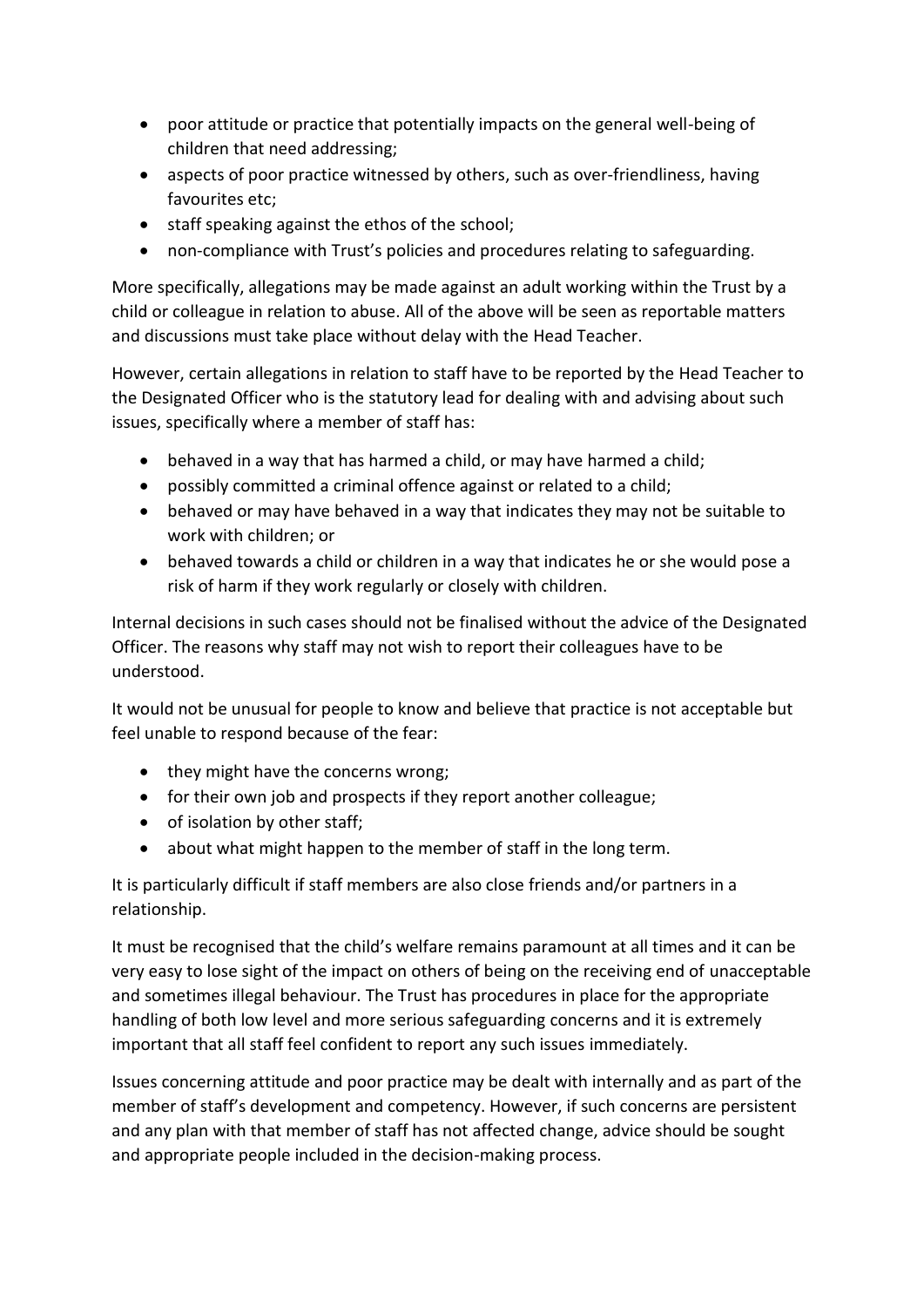- poor attitude or practice that potentially impacts on the general well-being of children that need addressing;
- aspects of poor practice witnessed by others, such as over-friendliness, having favourites etc;
- staff speaking against the ethos of the school;
- non-compliance with Trust's policies and procedures relating to safeguarding.

More specifically, allegations may be made against an adult working within the Trust by a child or colleague in relation to abuse. All of the above will be seen as reportable matters and discussions must take place without delay with the Head Teacher.

However, certain allegations in relation to staff have to be reported by the Head Teacher to the Designated Officer who is the statutory lead for dealing with and advising about such issues, specifically where a member of staff has:

- behaved in a way that has harmed a child, or may have harmed a child;
- possibly committed a criminal offence against or related to a child;
- behaved or may have behaved in a way that indicates they may not be suitable to work with children; or
- behaved towards a child or children in a way that indicates he or she would pose a risk of harm if they work regularly or closely with children.

Internal decisions in such cases should not be finalised without the advice of the Designated Officer. The reasons why staff may not wish to report their colleagues have to be understood.

It would not be unusual for people to know and believe that practice is not acceptable but feel unable to respond because of the fear:

- they might have the concerns wrong;
- for their own job and prospects if they report another colleague;
- of isolation by other staff;
- about what might happen to the member of staff in the long term.

It is particularly difficult if staff members are also close friends and/or partners in a relationship.

It must be recognised that the child's welfare remains paramount at all times and it can be very easy to lose sight of the impact on others of being on the receiving end of unacceptable and sometimes illegal behaviour. The Trust has procedures in place for the appropriate handling of both low level and more serious safeguarding concerns and it is extremely important that all staff feel confident to report any such issues immediately.

Issues concerning attitude and poor practice may be dealt with internally and as part of the member of staff's development and competency. However, if such concerns are persistent and any plan with that member of staff has not affected change, advice should be sought and appropriate people included in the decision-making process.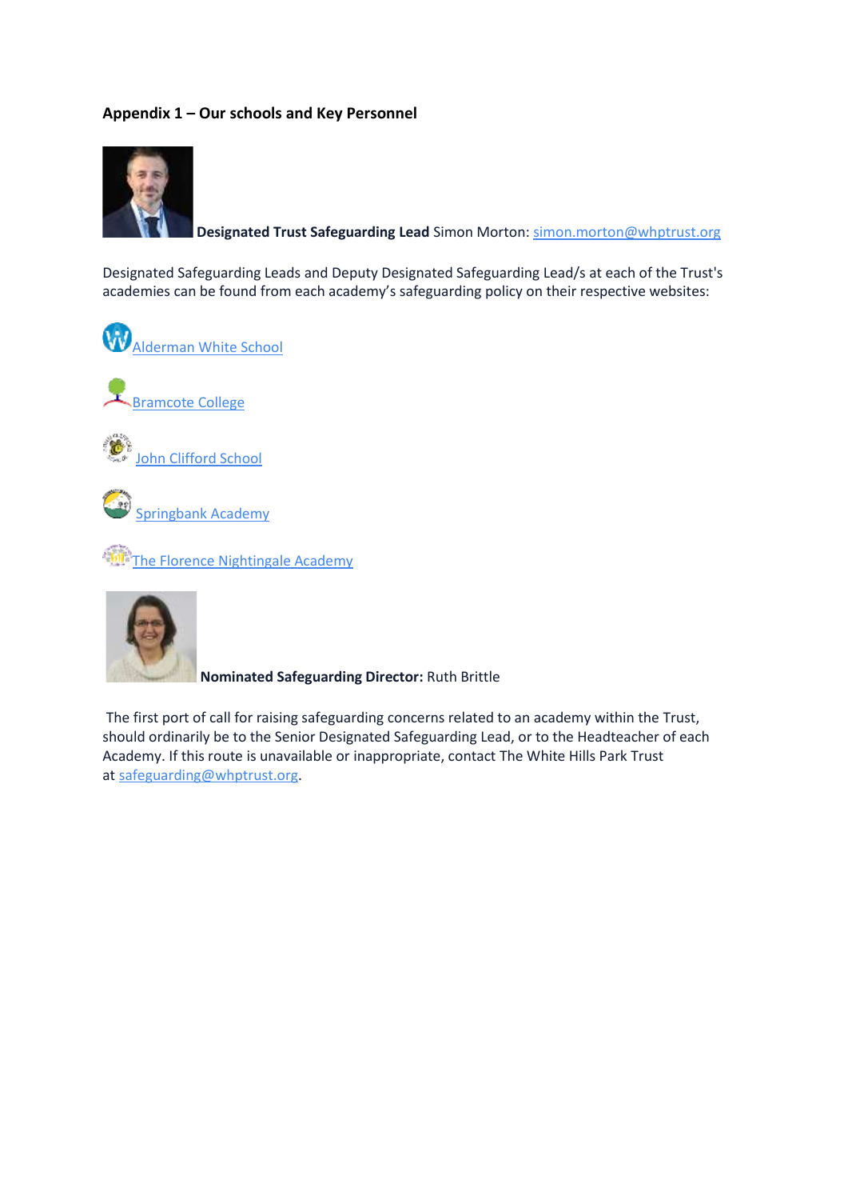**Appendix 1 – Our schools and Key Personnel**

**Designated Trust Safeguarding Lead** Simon Morton: simon.morton@whptrust.org

Designated Safeguarding Leads and Deputy Designated Safeguarding Lead/s at each of the Trust's academies can be found from each academy's safeguarding policy on their respective websites:

Alderman White School

Bramcote College

John Clifford School

Springbank Academy

The Florence Nightingale Academy

**Nominated Safeguarding Director:** Ruth Brittle

The first port of call for raising safeguarding concerns related to an academy within the Trust, should ordinarily be to the Senior Designated Safeguarding Lead, or to the Headteacher of each Academy. If this route is unavailable or inappropriate, contact The White Hills Park Trust at safeguarding@whptrust.org.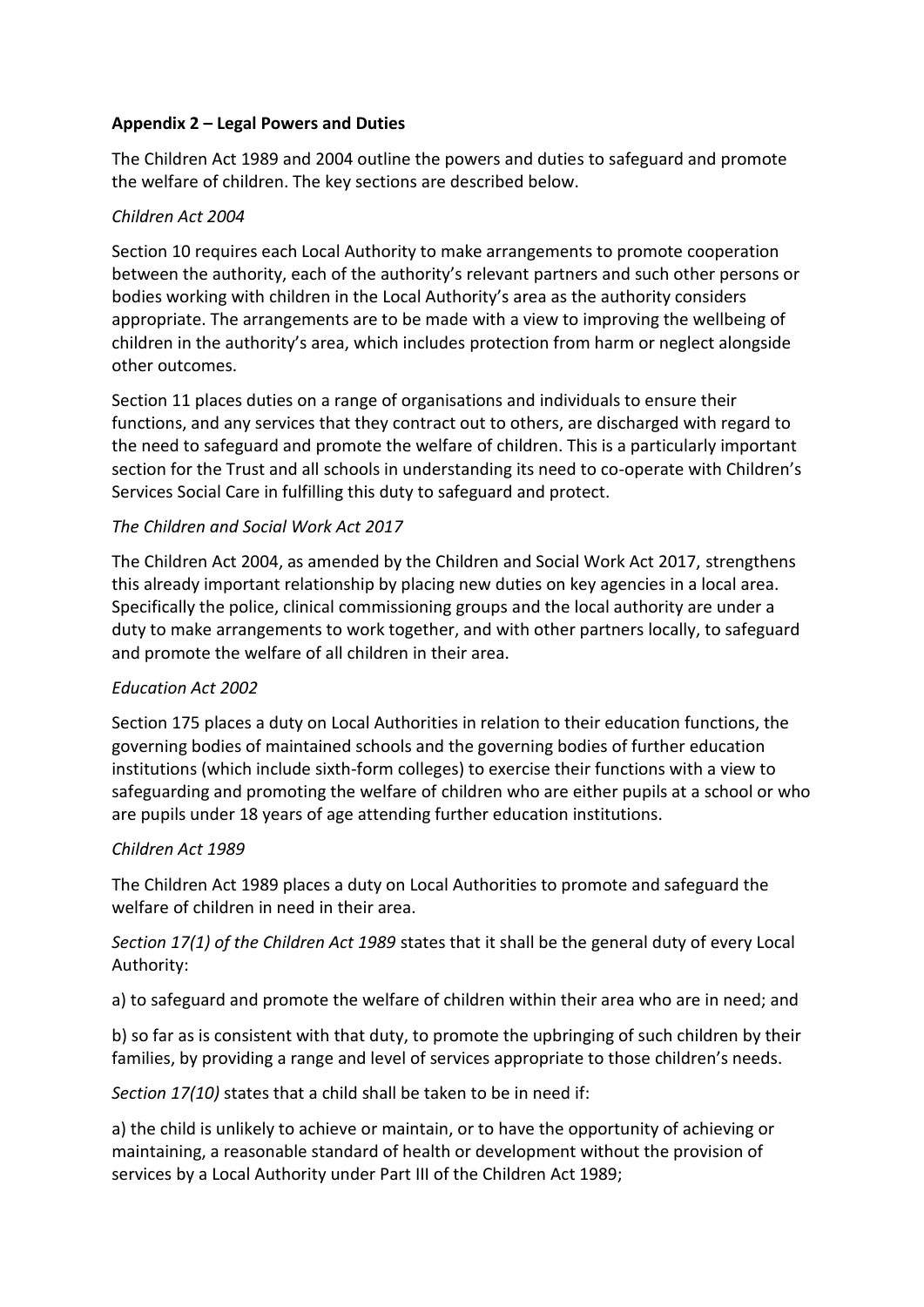**Appendix 2 – Legal Powers and Duties**

The Children Act 1989 and 2004 outline the powers and duties to safeguard and promote the welfare of children. The key sections are described below.

*Children Act 2004*

Section 10 requires each Local Authority to make arrangements to promote cooperation between the authority, each of the authority's relevant partners and such other persons or bodies working with children in the Local Authority's area as the authority considers appropriate. The arrangements are to be made with a view to improving the wellbeing of children in the authority's area, which includes protection from harm or neglect alongside other outcomes.

Section 11 places duties on a range of organisations and individuals to ensure their functions, and any services that they contract out to others, are discharged with regard to the need to safeguard and promote the welfare of children. This is a particularly important section for the Trust and all schools in understanding its need to co-operate with Children's Services Social Care in fulfilling this duty to safeguard and protect.

*The Children and Social Work Act 2017*

The Children Act 2004, as amended by the Children and Social Work Act 2017, strengthens this already important relationship by placing new duties on key agencies in a local area. Specifically the police, clinical commissioning groups and the local authority are under a duty to make arrangements to work together, and with other partners locally, to safeguard and promote the welfare of all children in their area.

*Education Act 2002*

Section 175 places a duty on Local Authorities in relation to their education functions, the governing bodies of maintained schools and the governing bodies of further education institutions (which include sixth-form colleges) to exercise their functions with a view to safeguarding and promoting the welfare of children who are either pupils at a school or who are pupils under 18 years of age attending further education institutions.

*Children Act 1989*

The Children Act 1989 places a duty on Local Authorities to promote and safeguard the welfare of children in need in their area.

*Section 17(1) of the Children Act 1989* states that it shall be the general duty of every Local Authority:

a) to safeguard and promote the welfare of children within their area who are in need; and

b) so far as is consistent with that duty, to promote the upbringing of such children by their families, by providing a range and level of services appropriate to those children's needs.

*Section 17(10)* states that a child shall be taken to be in need if:

a) the child is unlikely to achieve or maintain, or to have the opportunity of achieving or maintaining, a reasonable standard of health or development without the provision of services by a Local Authority under Part III of the Children Act 1989;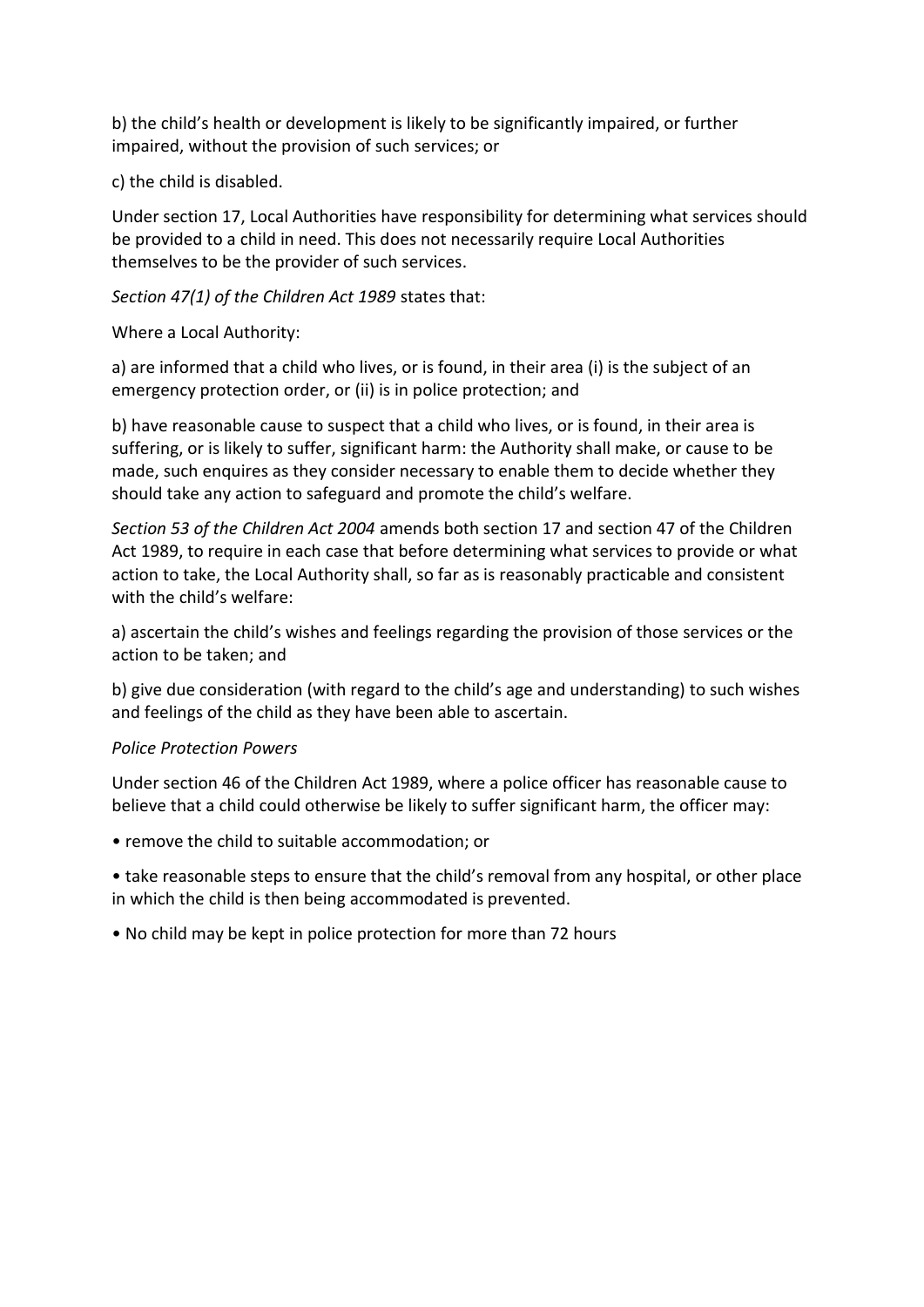b) the child's health or development is likely to be significantly impaired, or further impaired, without the provision of such services; or

c) the child is disabled.

Under section 17, Local Authorities have responsibility for determining what services should be provided to a child in need. This does not necessarily require Local Authorities themselves to be the provider of such services.

*Section 47(1) of the Children Act 1989* states that:

Where a Local Authority:

a) are informed that a child who lives, or is found, in their area (i) is the subject of an emergency protection order, or (ii) is in police protection; and

b) have reasonable cause to suspect that a child who lives, or is found, in their area is suffering, or is likely to suffer, significant harm: the Authority shall make, or cause to be made, such enquires as they consider necessary to enable them to decide whether they should take any action to safeguard and promote the child's welfare.

*Section 53 of the Children Act 2004* amends both section 17 and section 47 of the Children Act 1989, to require in each case that before determining what services to provide or what action to take, the Local Authority shall, so far as is reasonably practicable and consistent with the child's welfare:

a) ascertain the child's wishes and feelings regarding the provision of those services or the action to be taken; and

b) give due consideration (with regard to the child's age and understanding) to such wishes and feelings of the child as they have been able to ascertain.

*Police Protection Powers*

Under section 46 of the Children Act 1989, where a police officer has reasonable cause to believe that a child could otherwise be likely to suffer significant harm, the officer may:

- remove the child to suitable accommodation; or
- take reasonable steps to ensure that the child's removal from any hospital, or other place in which the child is then being accommodated is prevented.
- No child may be kept in police protection for more than 72 hours